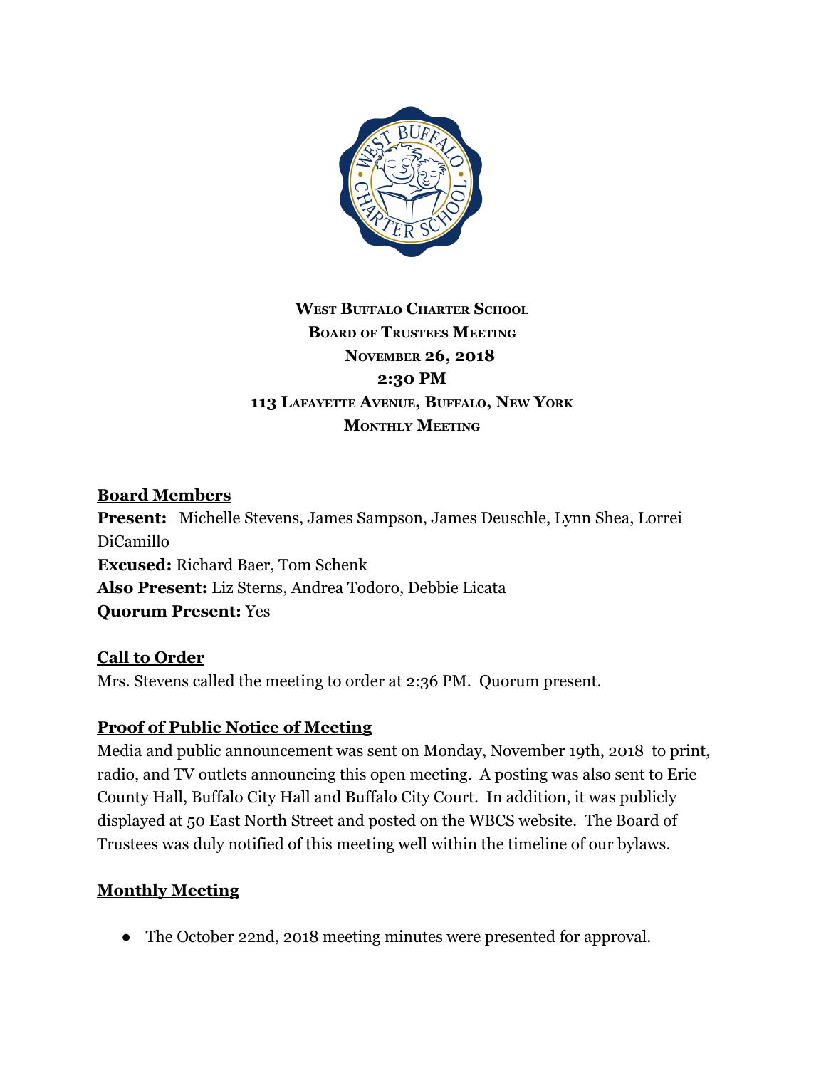**West Buffalo Charter School**
**Board of Trustees Meeting**
**November 26, 2018**
**2:30 PM**
**113 Lafayette Avenue, Buffalo, New York**
**Monthly Meeting**

## Board Members

**Present:** Michelle Stevens, James Sampson, James Deuschle, Lynn Shea, Lorrei DiCamillo
**Excused:** Richard Baer, Tom Schenk
**Also Present:** Liz Sterns, Andrea Todoro, Debbie Licata
**Quorum Present:** Yes

## Call to Order

Mrs. Stevens called the meeting to order at 2:36 PM. Quorum present.

## Proof of Public Notice of Meeting

Media and public announcement was sent on Monday, November 19th, 2018 to print, radio, and TV outlets announcing this open meeting. A posting was also sent to Erie County Hall, Buffalo City Hall and Buffalo City Court. In addition, it was publicly displayed at 50 East North Street and posted on the WBCS website. The Board of Trustees was duly notified of this meeting well within the timeline of our bylaws.

## Monthly Meeting

- The October 22nd, 2018 meeting minutes were presented for approval.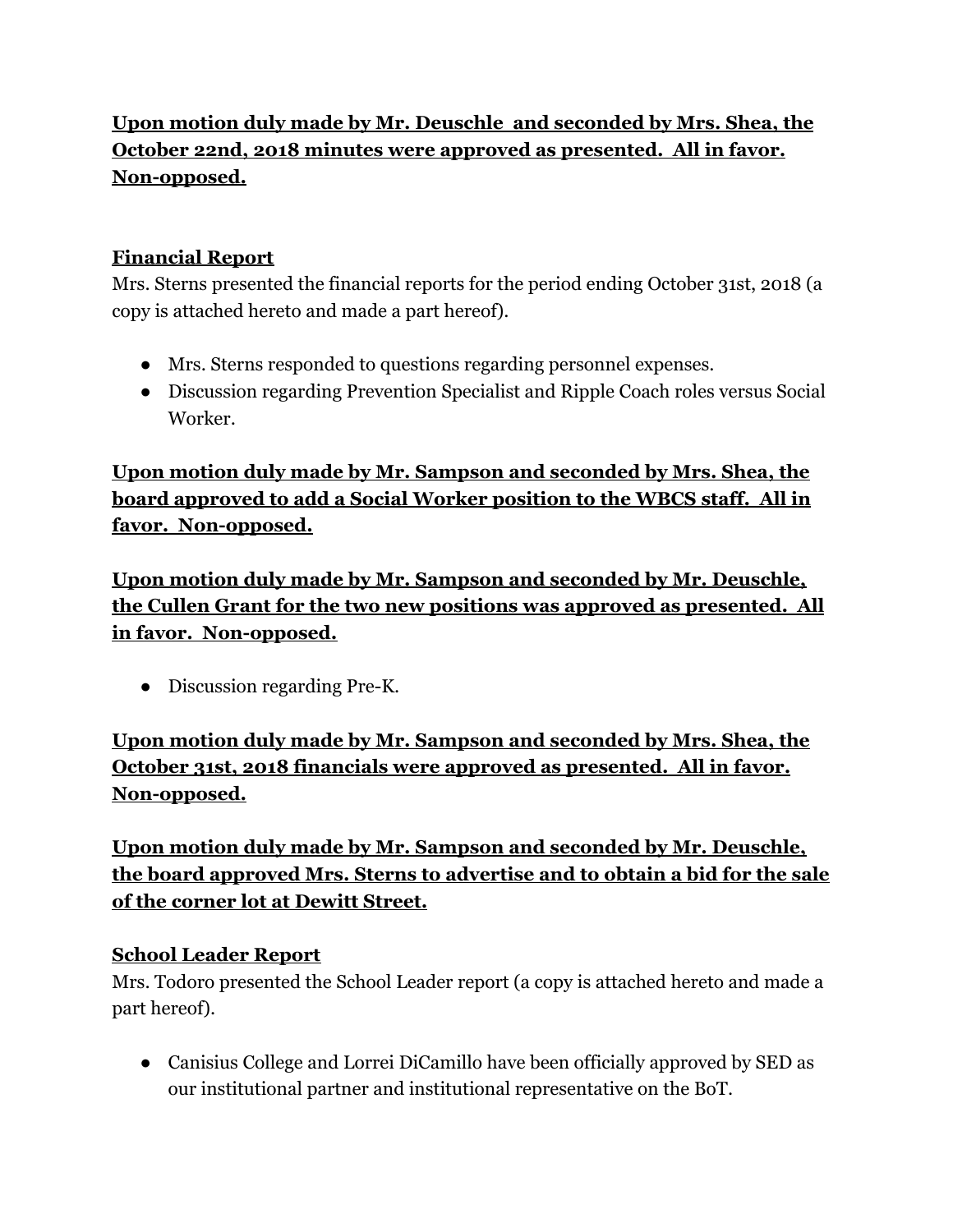**Upon motion duly made by Mr. Deuschle and seconded by Mrs. Shea, the October 22nd, 2018 minutes were approved as presented. All in favor. Non-opposed.**

**Financial Report**

Mrs. Sterns presented the financial reports for the period ending October 31st, 2018 (a copy is attached hereto and made a part hereof).

- Mrs. Sterns responded to questions regarding personnel expenses.
- Discussion regarding Prevention Specialist and Ripple Coach roles versus Social Worker.

**Upon motion duly made by Mr. Sampson and seconded by Mrs. Shea, the board approved to add a Social Worker position to the WBCS staff. All in favor. Non-opposed.**

**Upon motion duly made by Mr. Sampson and seconded by Mr. Deuschle, the Cullen Grant for the two new positions was approved as presented. All in favor. Non-opposed.**

- Discussion regarding Pre-K.

**Upon motion duly made by Mr. Sampson and seconded by Mrs. Shea, the October 31st, 2018 financials were approved as presented. All in favor. Non-opposed.**

**Upon motion duly made by Mr. Sampson and seconded by Mr. Deuschle, the board approved Mrs. Sterns to advertise and to obtain a bid for the sale of the corner lot at Dewitt Street.**

**School Leader Report**

Mrs. Todoro presented the School Leader report (a copy is attached hereto and made a part hereof).

- Canisius College and Lorrei DiCamillo have been officially approved by SED as our institutional partner and institutional representative on the BoT.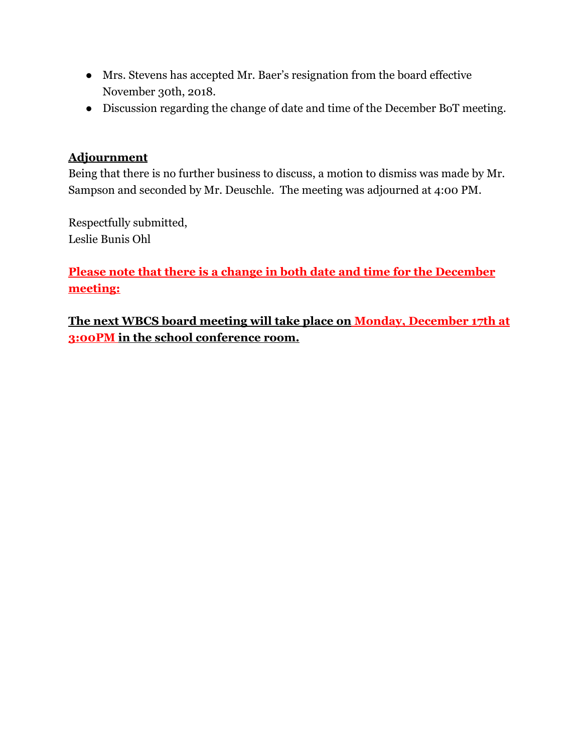- Mrs. Stevens has accepted Mr. Baer's resignation from the board effective November 30th, 2018.
- Discussion regarding the change of date and time of the December BoT meeting.

## Adjournment

Being that there is no further business to discuss, a motion to dismiss was made by Mr. Sampson and seconded by Mr. Deuschle. The meeting was adjourned at 4:00 PM.

Respectfully submitted,
Leslie Bunis Ohl

**Please note that there is a change in both date and time for the December meeting:**

**The next WBCS board meeting will take place on Monday, December 17th at 3:00PM in the school conference room.**